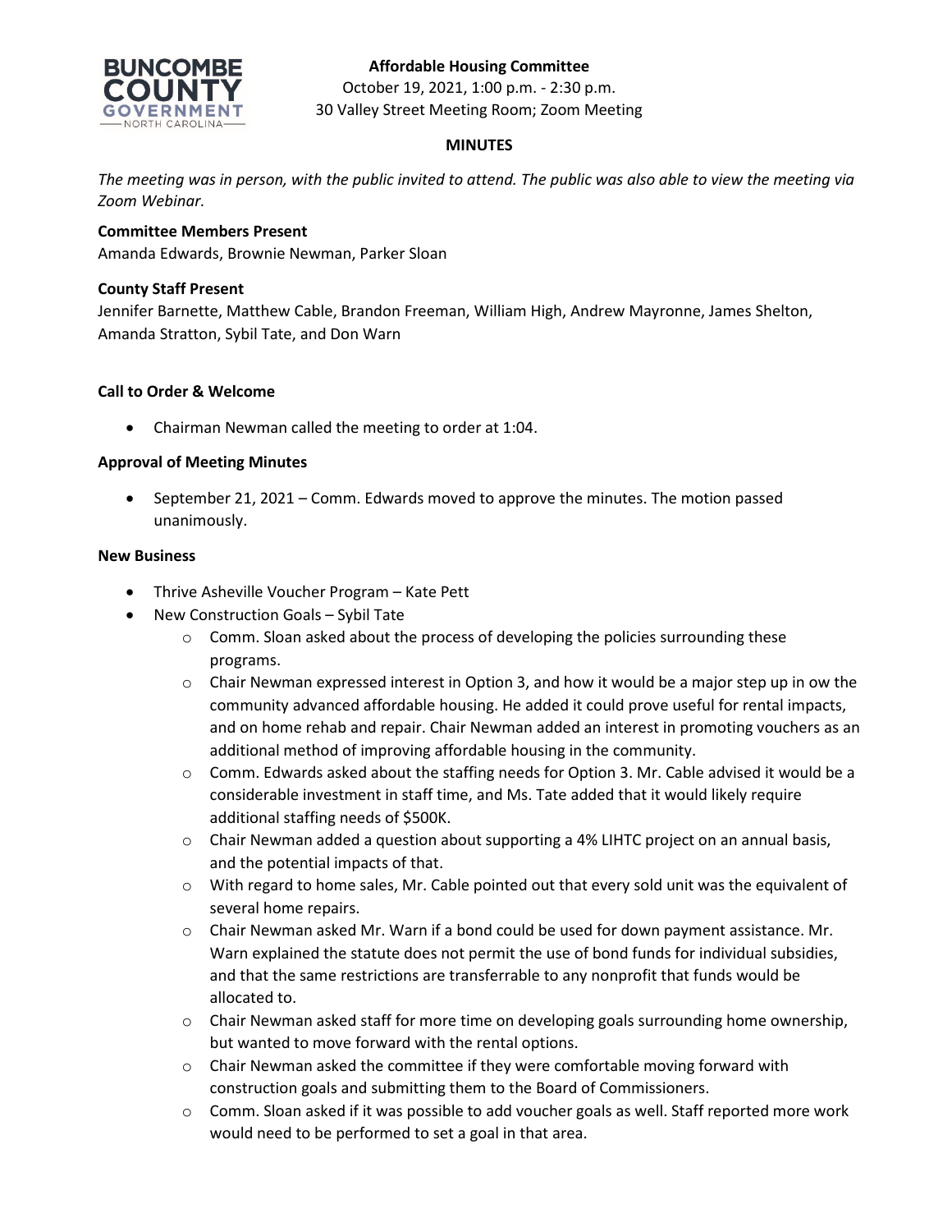**Affordable Housing Committee**
October 19, 2021, 1:00 p.m. - 2:30 p.m.
30 Valley Street Meeting Room; Zoom Meeting

**MINUTES**

*The meeting was in person, with the public invited to attend. The public was also able to view the meeting via Zoom Webinar.*

**Committee Members Present**
Amanda Edwards, Brownie Newman, Parker Sloan

**County Staff Present**
Jennifer Barnette, Matthew Cable, Brandon Freeman, William High, Andrew Mayronne, James Shelton, Amanda Stratton, Sybil Tate, and Don Warn

**Call to Order & Welcome**

- Chairman Newman called the meeting to order at 1:04.

**Approval of Meeting Minutes**

- September 21, 2021 – Comm. Edwards moved to approve the minutes. The motion passed unanimously.

**New Business**

- Thrive Asheville Voucher Program – Kate Pett
- New Construction Goals – Sybil Tate
  - Comm. Sloan asked about the process of developing the policies surrounding these programs.
  - Chair Newman expressed interest in Option 3, and how it would be a major step up in ow the community advanced affordable housing. He added it could prove useful for rental impacts, and on home rehab and repair. Chair Newman added an interest in promoting vouchers as an additional method of improving affordable housing in the community.
  - Comm. Edwards asked about the staffing needs for Option 3. Mr. Cable advised it would be a considerable investment in staff time, and Ms. Tate added that it would likely require additional staffing needs of $500K.
  - Chair Newman added a question about supporting a 4% LIHTC project on an annual basis, and the potential impacts of that.
  - With regard to home sales, Mr. Cable pointed out that every sold unit was the equivalent of several home repairs.
  - Chair Newman asked Mr. Warn if a bond could be used for down payment assistance. Mr. Warn explained the statute does not permit the use of bond funds for individual subsidies, and that the same restrictions are transferrable to any nonprofit that funds would be allocated to.
  - Chair Newman asked staff for more time on developing goals surrounding home ownership, but wanted to move forward with the rental options.
  - Chair Newman asked the committee if they were comfortable moving forward with construction goals and submitting them to the Board of Commissioners.
  - Comm. Sloan asked if it was possible to add voucher goals as well. Staff reported more work would need to be performed to set a goal in that area.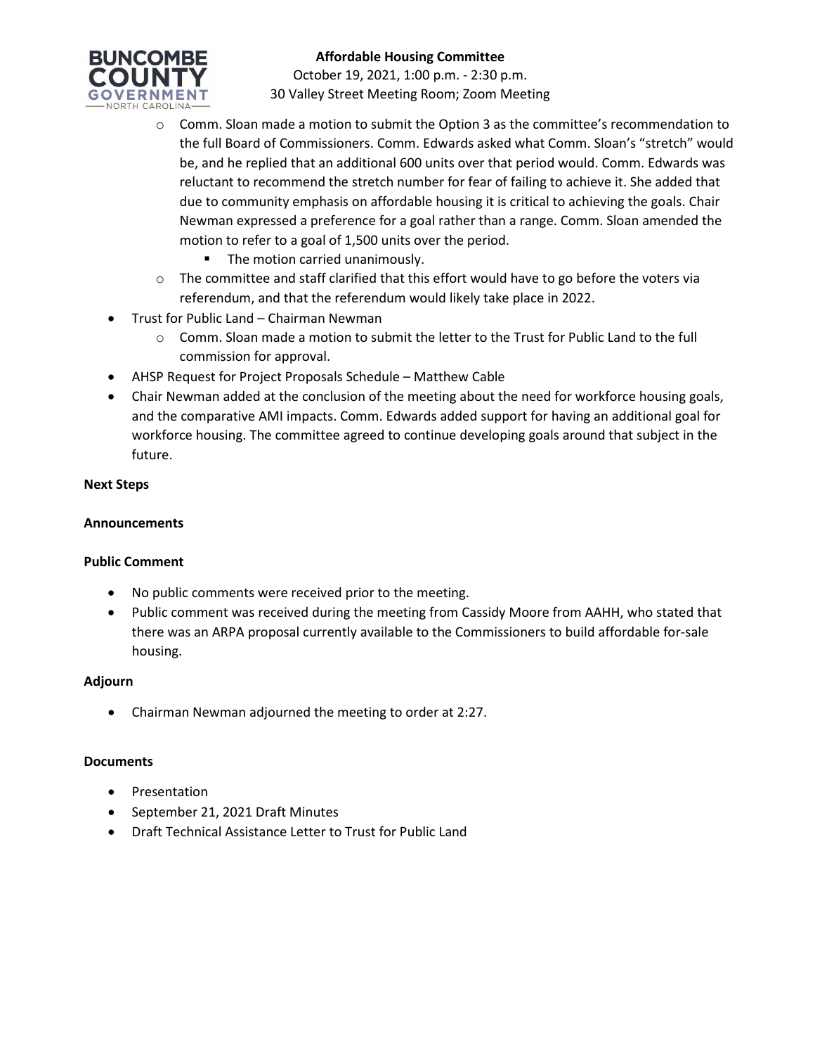- Comm. Sloan made a motion to submit the Option 3 as the committee's recommendation to the full Board of Commissioners. Comm. Edwards asked what Comm. Sloan's "stretch" would be, and he replied that an additional 600 units over that period would. Comm. Edwards was reluctant to recommend the stretch number for fear of failing to achieve it. She added that due to community emphasis on affordable housing it is critical to achieving the goals. Chair Newman expressed a preference for a goal rather than a range. Comm. Sloan amended the motion to refer to a goal of 1,500 units over the period.
  - The motion carried unanimously.
- The committee and staff clarified that this effort would have to go before the voters via referendum, and that the referendum would likely take place in 2022.

- Trust for Public Land – Chairman Newman
  - Comm. Sloan made a motion to submit the letter to the Trust for Public Land to the full commission for approval.
- AHSP Request for Project Proposals Schedule – Matthew Cable
- Chair Newman added at the conclusion of the meeting about the need for workforce housing goals, and the comparative AMI impacts. Comm. Edwards added support for having an additional goal for workforce housing. The committee agreed to continue developing goals around that subject in the future.

**Next Steps**

**Announcements**

**Public Comment**

- No public comments were received prior to the meeting.
- Public comment was received during the meeting from Cassidy Moore from AAHH, who stated that there was an ARPA proposal currently available to the Commissioners to build affordable for-sale housing.

**Adjourn**

- Chairman Newman adjourned the meeting to order at 2:27.

**Documents**

- Presentation
- September 21, 2021 Draft Minutes
- Draft Technical Assistance Letter to Trust for Public Land